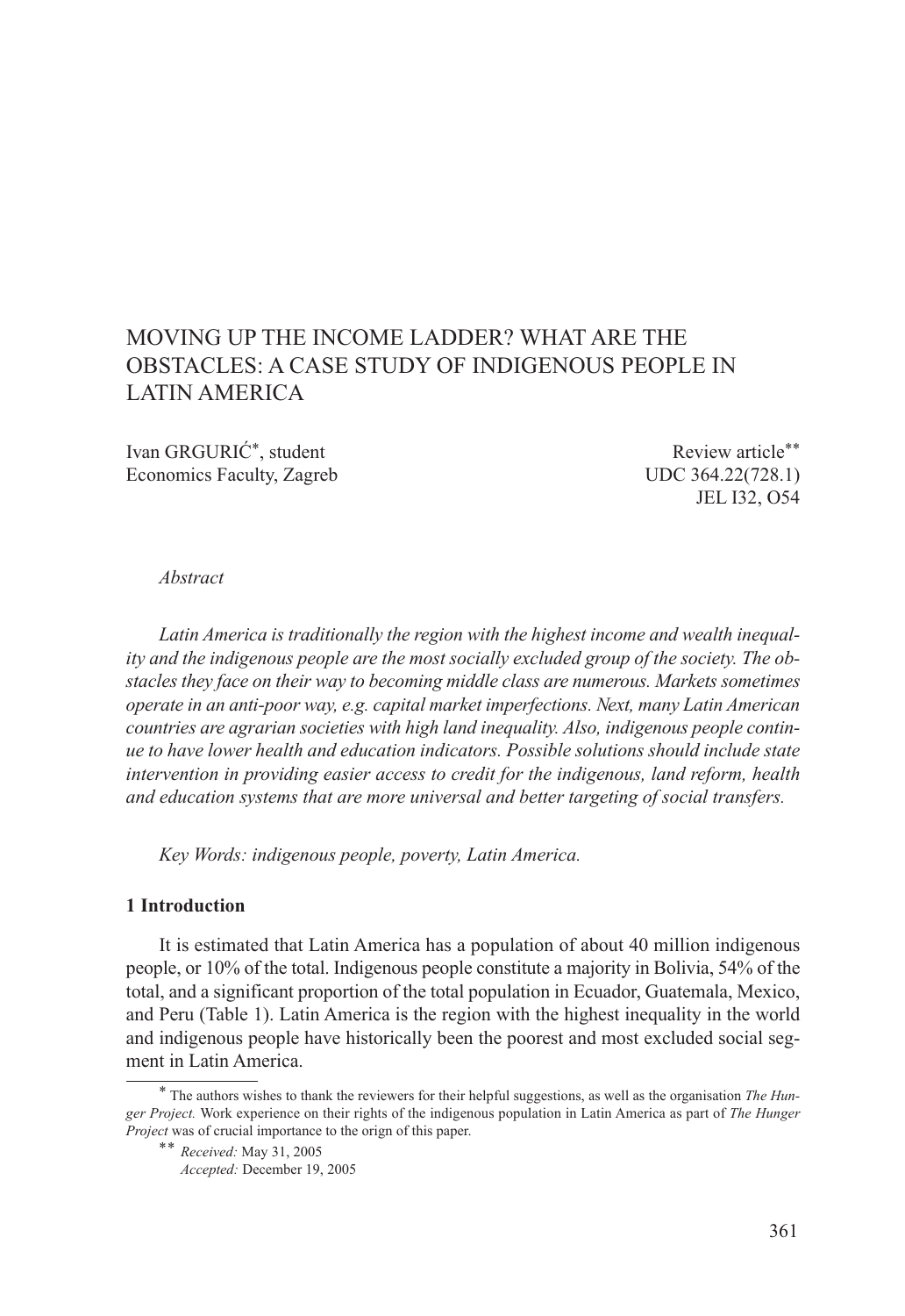# MOVING UP THE INCOME LADDER? WHAT ARE THE OBSTACLES: A CASE STUDY OF INDIGENOUS PEOPLE IN LATIN AMERICA

Ivan GRGURIĆ[*], student
Economics Faculty, Zagreb

Review article[**]
UDC 364.22(728.1)
JEL I32, O54

*Abstract*

*Latin America is traditionally the region with the highest income and wealth inequality and the indigenous people are the most socially excluded group of the society. The obstacles they face on their way to becoming middle class are numerous. Markets sometimes operate in an anti-poor way, e.g. capital market imperfections. Next, many Latin American countries are agrarian societies with high land inequality. Also, indigenous people continue to have lower health and education indicators. Possible solutions should include state intervention in providing easier access to credit for the indigenous, land reform, health and education systems that are more universal and better targeting of social transfers.*

*Key Words: indigenous people, poverty, Latin America.*

## 1 Introduction

It is estimated that Latin America has a population of about 40 million indigenous people, or 10% of the total. Indigenous people constitute a majority in Bolivia, 54% of the total, and a significant proportion of the total population in Ecuador, Guatemala, Mexico, and Peru (Table 1). Latin America is the region with the highest inequality in the world and indigenous people have historically been the poorest and most excluded social segment in Latin America.

[*] The authors wishes to thank the reviewers for their helpful suggestions, as well as the organisation *The Hunger Project.* Work experience on their rights of the indigenous population in Latin America as part of *The Hunger Project* was of crucial importance to the orign of this paper.

[**] *Received:* May 31, 2005
*Accepted:* December 19, 2005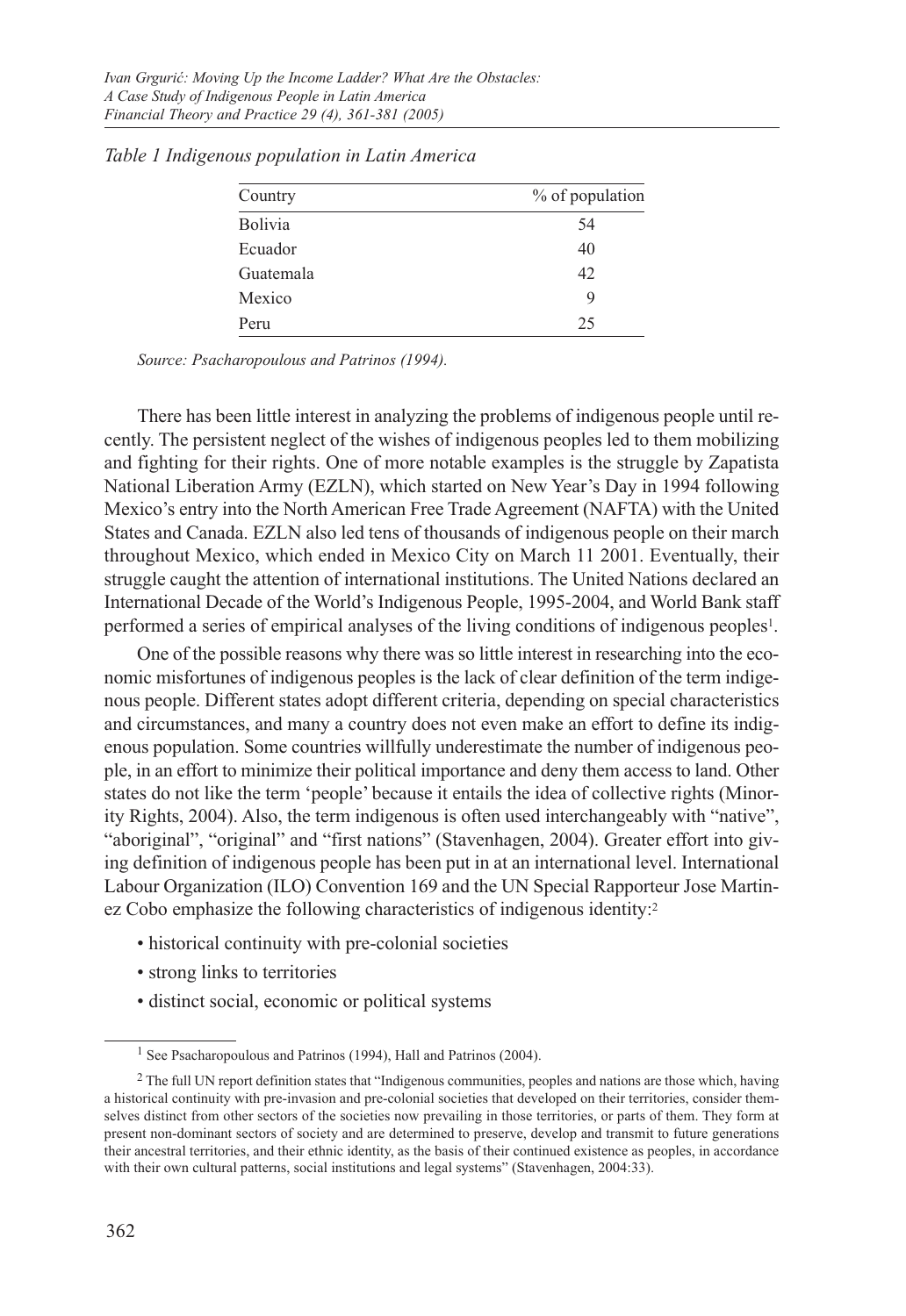*Table 1 Indigenous population in Latin America*

| Country | % of population |
|---|---|
| Bolivia | 54 |
| Ecuador | 40 |
| Guatemala | 42 |
| Mexico | 9 |
| Peru | 25 |

*Source: Psacharopoulous and Patrinos (1994).*

There has been little interest in analyzing the problems of indigenous people until recently. The persistent neglect of the wishes of indigenous peoples led to them mobilizing and fighting for their rights. One of more notable examples is the struggle by Zapatista National Liberation Army (EZLN), which started on New Year's Day in 1994 following Mexico's entry into the North American Free Trade Agreement (NAFTA) with the United States and Canada. EZLN also led tens of thousands of indigenous people on their march throughout Mexico, which ended in Mexico City on March 11 2001. Eventually, their struggle caught the attention of international institutions. The United Nations declared an International Decade of the World's Indigenous People, 1995-2004, and World Bank staff performed a series of empirical analyses of the living conditions of indigenous peoples[1].

One of the possible reasons why there was so little interest in researching into the economic misfortunes of indigenous peoples is the lack of clear definition of the term indigenous people. Different states adopt different criteria, depending on special characteristics and circumstances, and many a country does not even make an effort to define its indigenous population. Some countries willfully underestimate the number of indigenous people, in an effort to minimize their political importance and deny them access to land. Other states do not like the term 'people' because it entails the idea of collective rights (Minority Rights, 2004). Also, the term indigenous is often used interchangeably with "native", "aboriginal", "original" and "first nations" (Stavenhagen, 2004). Greater effort into giving definition of indigenous people has been put in at an international level. International Labour Organization (ILO) Convention 169 and the UN Special Rapporteur Jose Martinez Cobo emphasize the following characteristics of indigenous identity:[2]

- historical continuity with pre-colonial societies
- strong links to territories
- distinct social, economic or political systems

---

[1] See Psacharopoulous and Patrinos (1994), Hall and Patrinos (2004).

[2] The full UN report definition states that "Indigenous communities, peoples and nations are those which, having a historical continuity with pre-invasion and pre-colonial societies that developed on their territories, consider themselves distinct from other sectors of the societies now prevailing in those territories, or parts of them. They form at present non-dominant sectors of society and are determined to preserve, develop and transmit to future generations their ancestral territories, and their ethnic identity, as the basis of their continued existence as peoples, in accordance with their own cultural patterns, social institutions and legal systems" (Stavenhagen, 2004:33).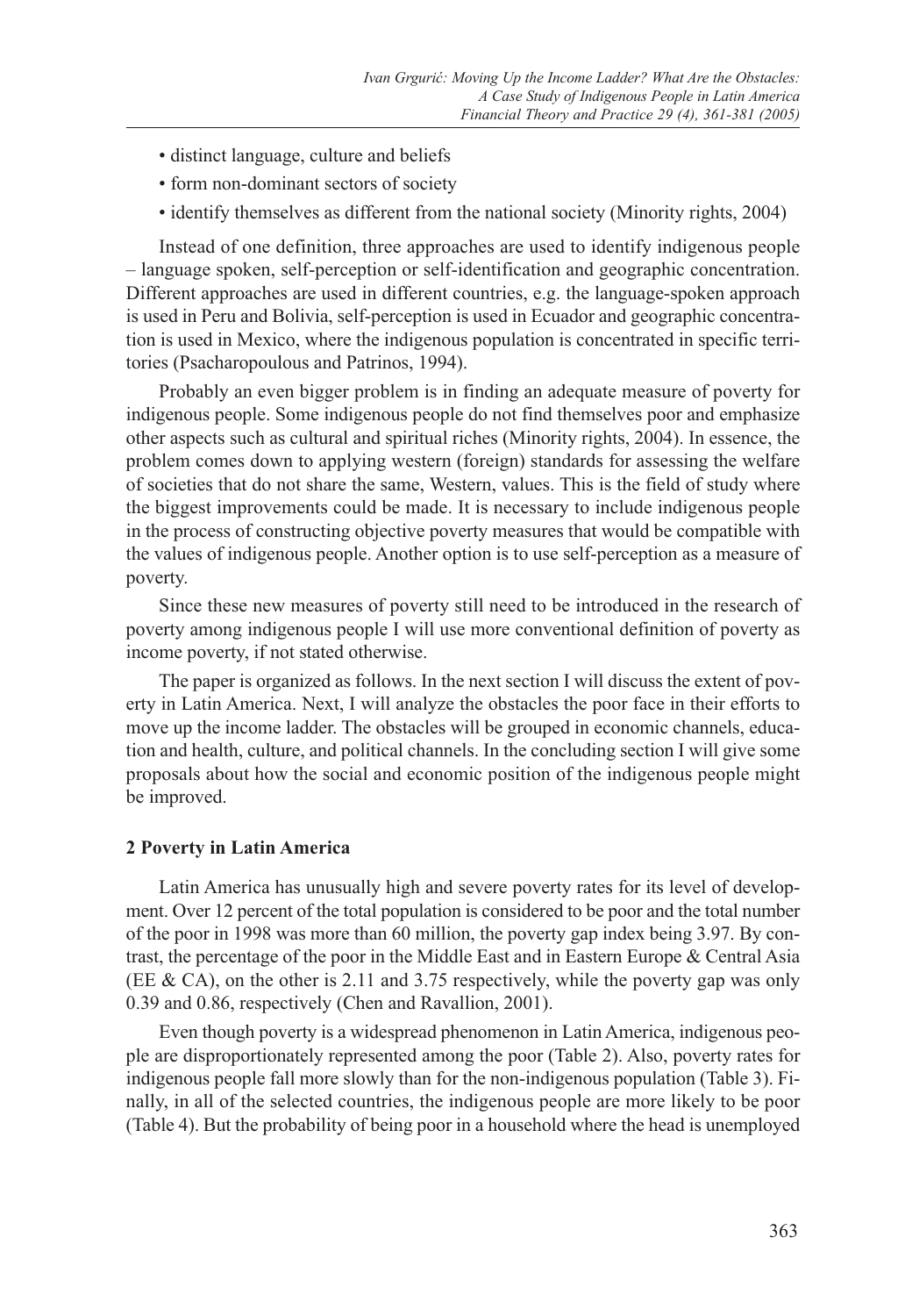- distinct language, culture and beliefs
- form non-dominant sectors of society
- identify themselves as different from the national society (Minority rights, 2004)

Instead of one definition, three approaches are used to identify indigenous people – language spoken, self-perception or self-identification and geographic concentration. Different approaches are used in different countries, e.g. the language-spoken approach is used in Peru and Bolivia, self-perception is used in Ecuador and geographic concentration is used in Mexico, where the indigenous population is concentrated in specific territories (Psacharopoulous and Patrinos, 1994).

Probably an even bigger problem is in finding an adequate measure of poverty for indigenous people. Some indigenous people do not find themselves poor and emphasize other aspects such as cultural and spiritual riches (Minority rights, 2004). In essence, the problem comes down to applying western (foreign) standards for assessing the welfare of societies that do not share the same, Western, values. This is the field of study where the biggest improvements could be made. It is necessary to include indigenous people in the process of constructing objective poverty measures that would be compatible with the values of indigenous people. Another option is to use self-perception as a measure of poverty.

Since these new measures of poverty still need to be introduced in the research of poverty among indigenous people I will use more conventional definition of poverty as income poverty, if not stated otherwise.

The paper is organized as follows. In the next section I will discuss the extent of poverty in Latin America. Next, I will analyze the obstacles the poor face in their efforts to move up the income ladder. The obstacles will be grouped in economic channels, education and health, culture, and political channels. In the concluding section I will give some proposals about how the social and economic position of the indigenous people might be improved.

## 2 Poverty in Latin America

Latin America has unusually high and severe poverty rates for its level of development. Over 12 percent of the total population is considered to be poor and the total number of the poor in 1998 was more than 60 million, the poverty gap index being 3.97. By contrast, the percentage of the poor in the Middle East and in Eastern Europe & Central Asia (EE & CA), on the other is 2.11 and 3.75 respectively, while the poverty gap was only 0.39 and 0.86, respectively (Chen and Ravallion, 2001).

Even though poverty is a widespread phenomenon in Latin America, indigenous people are disproportionately represented among the poor (Table 2). Also, poverty rates for indigenous people fall more slowly than for the non-indigenous population (Table 3). Finally, in all of the selected countries, the indigenous people are more likely to be poor (Table 4). But the probability of being poor in a household where the head is unemployed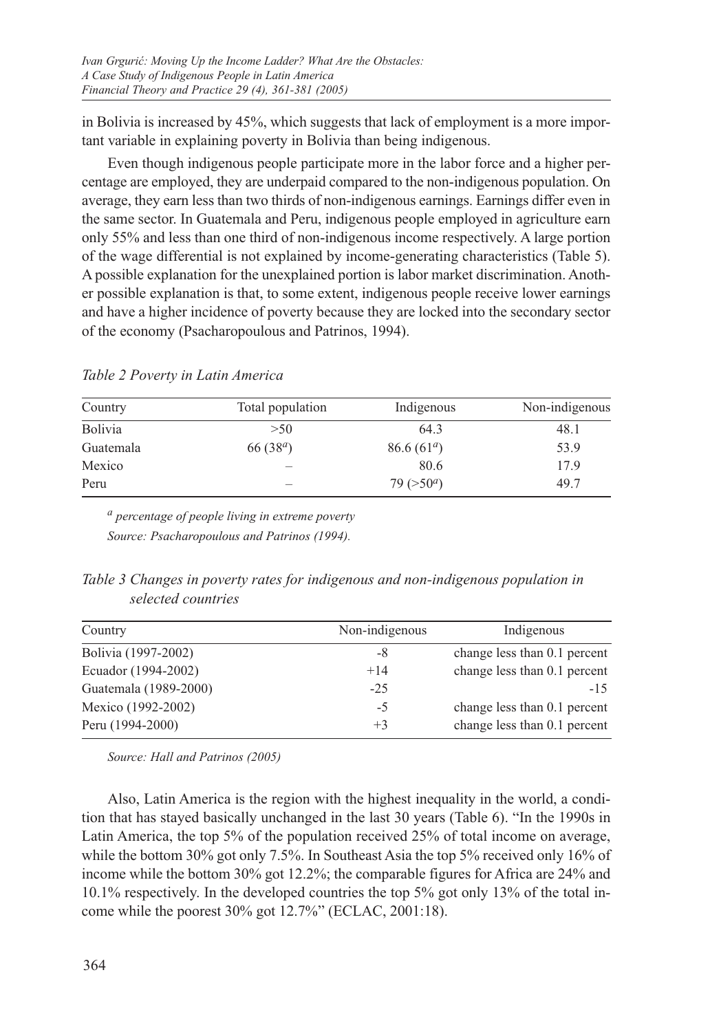in Bolivia is increased by 45%, which suggests that lack of employment is a more important variable in explaining poverty in Bolivia than being indigenous.

Even though indigenous people participate more in the labor force and a higher percentage are employed, they are underpaid compared to the non-indigenous population. On average, they earn less than two thirds of non-indigenous earnings. Earnings differ even in the same sector. In Guatemala and Peru, indigenous people employed in agriculture earn only 55% and less than one third of non-indigenous income respectively. A large portion of the wage differential is not explained by income-generating characteristics (Table 5). A possible explanation for the unexplained portion is labor market discrimination. Another possible explanation is that, to some extent, indigenous people receive lower earnings and have a higher incidence of poverty because they are locked into the secondary sector of the economy (Psacharopoulous and Patrinos, 1994).

*Table 2 Poverty in Latin America*

| Country | Total population | Indigenous | Non-indigenous |
|---|---|---|---|
| Bolivia | >50 | 64.3 | 48.1 |
| Guatemala | 66 (38[a]) | 86.6 (61[a]) | 53.9 |
| Mexico | – | 80.6 | 17.9 |
| Peru | – | 79 (>50[a]) | 49.7 |

[a] *percentage of people living in extreme poverty*

*Source: Psacharopoulous and Patrinos (1994).*

*Table 3 Changes in poverty rates for indigenous and non-indigenous population in selected countries*

| Country | Non-indigenous | Indigenous |
|---|---|---|
| Bolivia (1997-2002) | -8 | change less than 0.1 percent |
| Ecuador (1994-2002) | +14 | change less than 0.1 percent |
| Guatemala (1989-2000) | -25 | -15 |
| Mexico (1992-2002) | -5 | change less than 0.1 percent |
| Peru (1994-2000) | +3 | change less than 0.1 percent |

*Source: Hall and Patrinos (2005)*

Also, Latin America is the region with the highest inequality in the world, a condition that has stayed basically unchanged in the last 30 years (Table 6). "In the 1990s in Latin America, the top 5% of the population received 25% of total income on average, while the bottom 30% got only 7.5%. In Southeast Asia the top 5% received only 16% of income while the bottom 30% got 12.2%; the comparable figures for Africa are 24% and 10.1% respectively. In the developed countries the top 5% got only 13% of the total income while the poorest 30% got 12.7%" (ECLAC, 2001:18).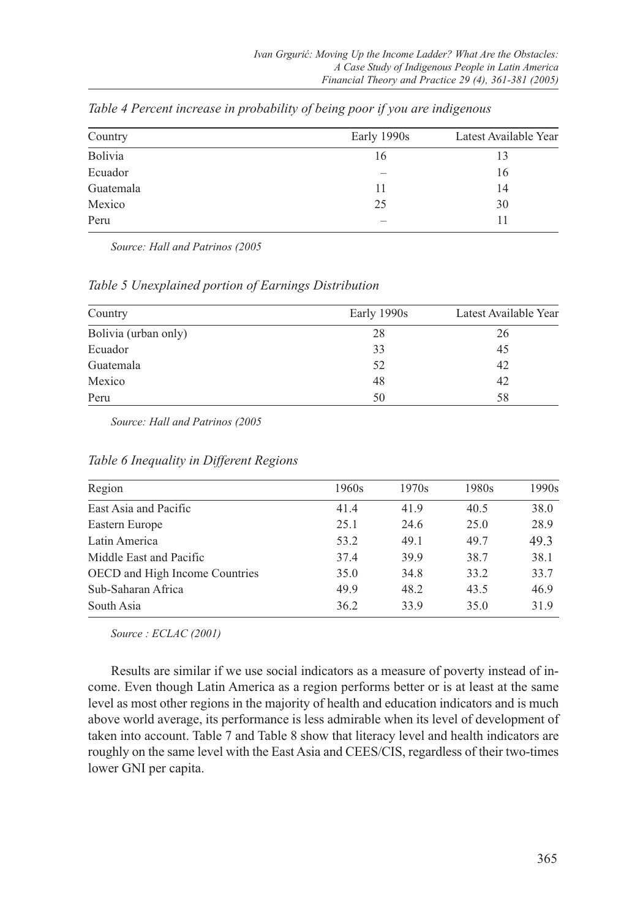*Table 4 Percent increase in probability of being poor if you are indigenous*

| Country | Early 1990s | Latest Available Year |
|---|---|---|
| Bolivia | 16 | 13 |
| Ecuador | – | 16 |
| Guatemala | 11 | 14 |
| Mexico | 25 | 30 |
| Peru | – | 11 |

*Source: Hall and Patrinos (2005*

*Table 5 Unexplained portion of Earnings Distribution*

| Country | Early 1990s | Latest Available Year |
|---|---|---|
| Bolivia (urban only) | 28 | 26 |
| Ecuador | 33 | 45 |
| Guatemala | 52 | 42 |
| Mexico | 48 | 42 |
| Peru | 50 | 58 |

*Source: Hall and Patrinos (2005*

*Table 6 Inequality in Different Regions*

| Region | 1960s | 1970s | 1980s | 1990s |
|---|---|---|---|---|
| East Asia and Pacific | 41.4 | 41.9 | 40.5 | 38.0 |
| Eastern Europe | 25.1 | 24.6 | 25.0 | 28.9 |
| Latin America | 53.2 | 49.1 | 49.7 | 49.3 |
| Middle East and Pacific | 37.4 | 39.9 | 38.7 | 38.1 |
| OECD and High Income Countries | 35.0 | 34.8 | 33.2 | 33.7 |
| Sub-Saharan Africa | 49.9 | 48.2 | 43.5 | 46.9 |
| South Asia | 36.2 | 33.9 | 35.0 | 31.9 |

*Source : ECLAC (2001)*

Results are similar if we use social indicators as a measure of poverty instead of income. Even though Latin America as a region performs better or is at least at the same level as most other regions in the majority of health and education indicators and is much above world average, its performance is less admirable when its level of development of taken into account. Table 7 and Table 8 show that literacy level and health indicators are roughly on the same level with the East Asia and CEES/CIS, regardless of their two-times lower GNI per capita.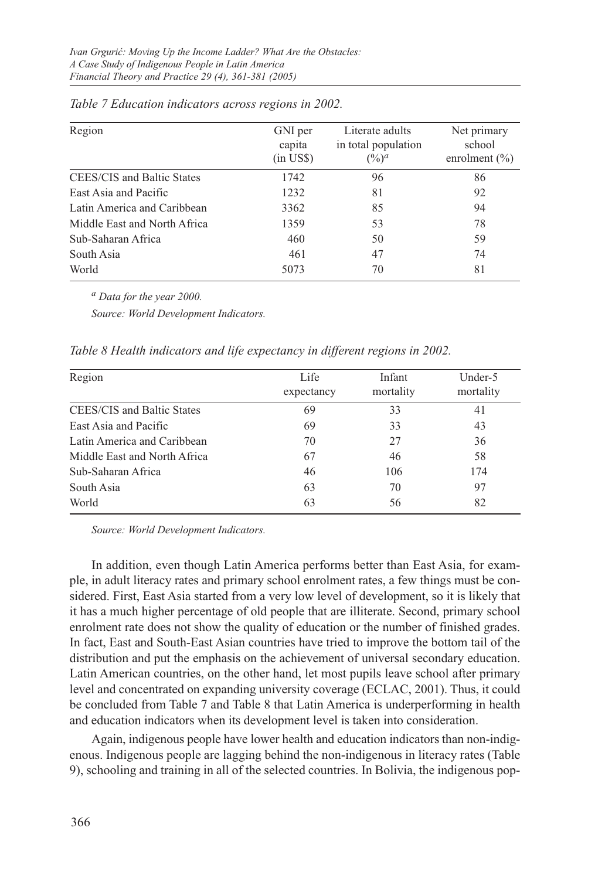*Table 7 Education indicators across regions in 2002.*

| Region | GNI per capita (in US$) | Literate adults in total population (%)[a] | Net primary school enrolment (%) |
|---|---|---|---|
| CEES/CIS and Baltic States | 1742 | 96 | 86 |
| East Asia and Pacific | 1232 | 81 | 92 |
| Latin America and Caribbean | 3362 | 85 | 94 |
| Middle East and North Africa | 1359 | 53 | 78 |
| Sub-Saharan Africa | 460 | 50 | 59 |
| South Asia | 461 | 47 | 74 |
| World | 5073 | 70 | 81 |

[a] *Data for the year 2000.*

*Source: World Development Indicators.*

*Table 8 Health indicators and life expectancy in different regions in 2002.*

| Region | Life expectancy | Infant mortality | Under-5 mortality |
|---|---|---|---|
| CEES/CIS and Baltic States | 69 | 33 | 41 |
| East Asia and Pacific | 69 | 33 | 43 |
| Latin America and Caribbean | 70 | 27 | 36 |
| Middle East and North Africa | 67 | 46 | 58 |
| Sub-Saharan Africa | 46 | 106 | 174 |
| South Asia | 63 | 70 | 97 |
| World | 63 | 56 | 82 |

*Source: World Development Indicators.*

In addition, even though Latin America performs better than East Asia, for example, in adult literacy rates and primary school enrolment rates, a few things must be considered. First, East Asia started from a very low level of development, so it is likely that it has a much higher percentage of old people that are illiterate. Second, primary school enrolment rate does not show the quality of education or the number of finished grades. In fact, East and South-East Asian countries have tried to improve the bottom tail of the distribution and put the emphasis on the achievement of universal secondary education. Latin American countries, on the other hand, let most pupils leave school after primary level and concentrated on expanding university coverage (ECLAC, 2001). Thus, it could be concluded from Table 7 and Table 8 that Latin America is underperforming in health and education indicators when its development level is taken into consideration.

Again, indigenous people have lower health and education indicators than non-indigenous. Indigenous people are lagging behind the non-indigenous in literacy rates (Table 9), schooling and training in all of the selected countries. In Bolivia, the indigenous pop-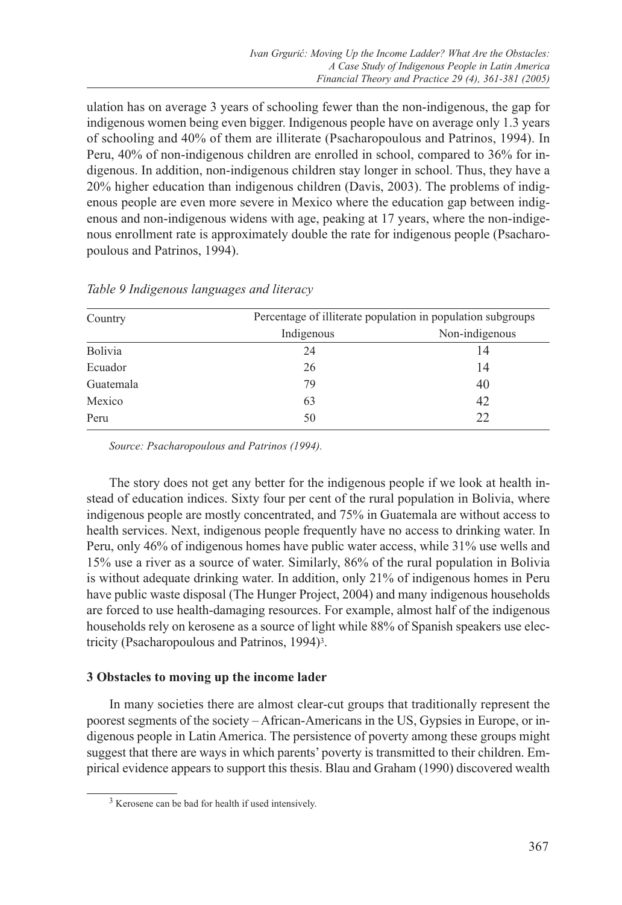ulation has on average 3 years of schooling fewer than the non-indigenous, the gap for indigenous women being even bigger. Indigenous people have on average only 1.3 years of schooling and 40% of them are illiterate (Psacharopoulous and Patrinos, 1994). In Peru, 40% of non-indigenous children are enrolled in school, compared to 36% for indigenous. In addition, non-indigenous children stay longer in school. Thus, they have a 20% higher education than indigenous children (Davis, 2003). The problems of indigenous people are even more severe in Mexico where the education gap between indigenous and non-indigenous widens with age, peaking at 17 years, where the non-indigenous enrollment rate is approximately double the rate for indigenous people (Psacharopoulous and Patrinos, 1994).

*Table 9 Indigenous languages and literacy*

| Country | Percentage of illiterate population in population subgroups | |
|---|---|---|
| | Indigenous | Non-indigenous |
| Bolivia | 24 | 14 |
| Ecuador | 26 | 14 |
| Guatemala | 79 | 40 |
| Mexico | 63 | 42 |
| Peru | 50 | 22 |

*Source: Psacharopoulous and Patrinos (1994).*

The story does not get any better for the indigenous people if we look at health instead of education indices. Sixty four per cent of the rural population in Bolivia, where indigenous people are mostly concentrated, and 75% in Guatemala are without access to health services. Next, indigenous people frequently have no access to drinking water. In Peru, only 46% of indigenous homes have public water access, while 31% use wells and 15% use a river as a source of water. Similarly, 86% of the rural population in Bolivia is without adequate drinking water. In addition, only 21% of indigenous homes in Peru have public waste disposal (The Hunger Project, 2004) and many indigenous households are forced to use health-damaging resources. For example, almost half of the indigenous households rely on kerosene as a source of light while 88% of Spanish speakers use electricity (Psacharopoulous and Patrinos, 1994)[3].

### 3 Obstacles to moving up the income lader

In many societies there are almost clear-cut groups that traditionally represent the poorest segments of the society – African-Americans in the US, Gypsies in Europe, or indigenous people in Latin America. The persistence of poverty among these groups might suggest that there are ways in which parents' poverty is transmitted to their children. Empirical evidence appears to support this thesis. Blau and Graham (1990) discovered wealth

[3] Kerosene can be bad for health if used intensively.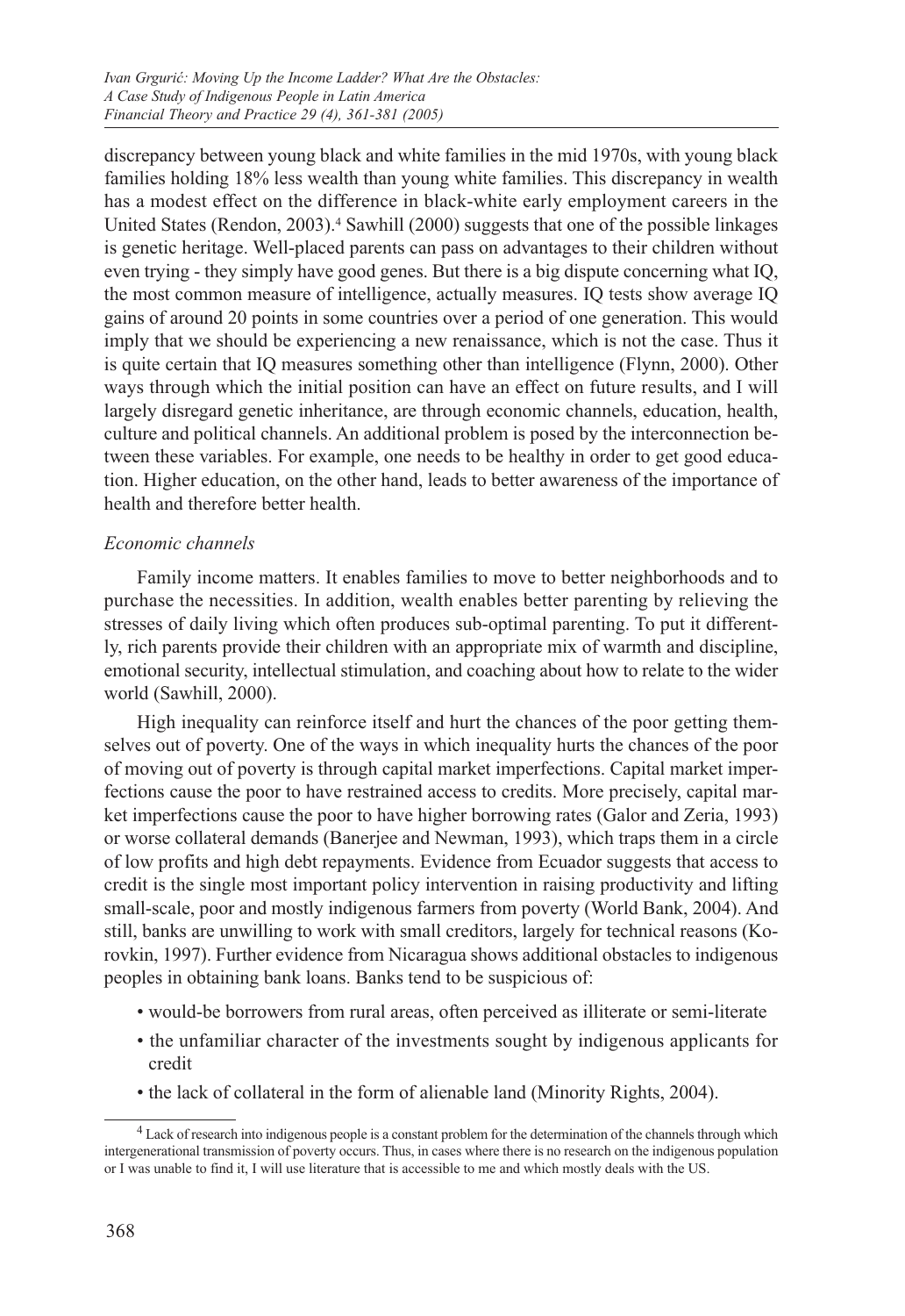discrepancy between young black and white families in the mid 1970s, with young black families holding 18% less wealth than young white families. This discrepancy in wealth has a modest effect on the difference in black-white early employment careers in the United States (Rendon, 2003).[4] Sawhill (2000) suggests that one of the possible linkages is genetic heritage. Well-placed parents can pass on advantages to their children without even trying - they simply have good genes. But there is a big dispute concerning what IQ, the most common measure of intelligence, actually measures. IQ tests show average IQ gains of around 20 points in some countries over a period of one generation. This would imply that we should be experiencing a new renaissance, which is not the case. Thus it is quite certain that IQ measures something other than intelligence (Flynn, 2000). Other ways through which the initial position can have an effect on future results, and I will largely disregard genetic inheritance, are through economic channels, education, health, culture and political channels. An additional problem is posed by the interconnection between these variables. For example, one needs to be healthy in order to get good education. Higher education, on the other hand, leads to better awareness of the importance of health and therefore better health.

*Economic channels*

Family income matters. It enables families to move to better neighborhoods and to purchase the necessities. In addition, wealth enables better parenting by relieving the stresses of daily living which often produces sub-optimal parenting. To put it differently, rich parents provide their children with an appropriate mix of warmth and discipline, emotional security, intellectual stimulation, and coaching about how to relate to the wider world (Sawhill, 2000).

High inequality can reinforce itself and hurt the chances of the poor getting themselves out of poverty. One of the ways in which inequality hurts the chances of the poor of moving out of poverty is through capital market imperfections. Capital market imperfections cause the poor to have restrained access to credits. More precisely, capital market imperfections cause the poor to have higher borrowing rates (Galor and Zeria, 1993) or worse collateral demands (Banerjee and Newman, 1993), which traps them in a circle of low profits and high debt repayments. Evidence from Ecuador suggests that access to credit is the single most important policy intervention in raising productivity and lifting small-scale, poor and mostly indigenous farmers from poverty (World Bank, 2004). And still, banks are unwilling to work with small creditors, largely for technical reasons (Korovkin, 1997). Further evidence from Nicaragua shows additional obstacles to indigenous peoples in obtaining bank loans. Banks tend to be suspicious of:

- would-be borrowers from rural areas, often perceived as illiterate or semi-literate
- the unfamiliar character of the investments sought by indigenous applicants for credit
- the lack of collateral in the form of alienable land (Minority Rights, 2004).

[4] Lack of research into indigenous people is a constant problem for the determination of the channels through which intergenerational transmission of poverty occurs. Thus, in cases where there is no research on the indigenous population or I was unable to find it, I will use literature that is accessible to me and which mostly deals with the US.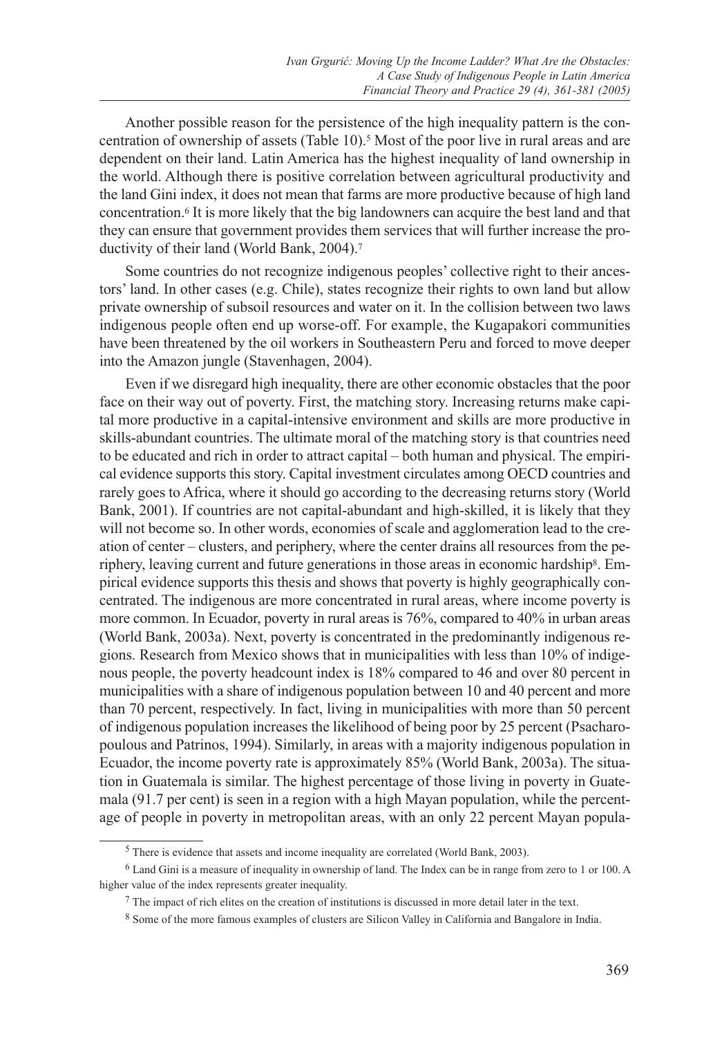Another possible reason for the persistence of the high inequality pattern is the concentration of ownership of assets (Table 10).[5] Most of the poor live in rural areas and are dependent on their land. Latin America has the highest inequality of land ownership in the world. Although there is positive correlation between agricultural productivity and the land Gini index, it does not mean that farms are more productive because of high land concentration.[6] It is more likely that the big landowners can acquire the best land and that they can ensure that government provides them services that will further increase the productivity of their land (World Bank, 2004).[7]

Some countries do not recognize indigenous peoples' collective right to their ancestors' land. In other cases (e.g. Chile), states recognize their rights to own land but allow private ownership of subsoil resources and water on it. In the collision between two laws indigenous people often end up worse-off. For example, the Kugapakori communities have been threatened by the oil workers in Southeastern Peru and forced to move deeper into the Amazon jungle (Stavenhagen, 2004).

Even if we disregard high inequality, there are other economic obstacles that the poor face on their way out of poverty. First, the matching story. Increasing returns make capital more productive in a capital-intensive environment and skills are more productive in skills-abundant countries. The ultimate moral of the matching story is that countries need to be educated and rich in order to attract capital – both human and physical. The empirical evidence supports this story. Capital investment circulates among OECD countries and rarely goes to Africa, where it should go according to the decreasing returns story (World Bank, 2001). If countries are not capital-abundant and high-skilled, it is likely that they will not become so. In other words, economies of scale and agglomeration lead to the creation of center – clusters, and periphery, where the center drains all resources from the periphery, leaving current and future generations in those areas in economic hardship[8]. Empirical evidence supports this thesis and shows that poverty is highly geographically concentrated. The indigenous are more concentrated in rural areas, where income poverty is more common. In Ecuador, poverty in rural areas is 76%, compared to 40% in urban areas (World Bank, 2003a). Next, poverty is concentrated in the predominantly indigenous regions. Research from Mexico shows that in municipalities with less than 10% of indigenous people, the poverty headcount index is 18% compared to 46 and over 80 percent in municipalities with a share of indigenous population between 10 and 40 percent and more than 70 percent, respectively. In fact, living in municipalities with more than 50 percent of indigenous population increases the likelihood of being poor by 25 percent (Psacharopoulous and Patrinos, 1994). Similarly, in areas with a majority indigenous population in Ecuador, the income poverty rate is approximately 85% (World Bank, 2003a). The situation in Guatemala is similar. The highest percentage of those living in poverty in Guatemala (91.7 per cent) is seen in a region with a high Mayan population, while the percentage of people in poverty in metropolitan areas, with an only 22 percent Mayan popula-

[5] There is evidence that assets and income inequality are correlated (World Bank, 2003).

[6] Land Gini is a measure of inequality in ownership of land. The Index can be in range from zero to 1 or 100. A higher value of the index represents greater inequality.

[7] The impact of rich elites on the creation of institutions is discussed in more detail later in the text.

[8] Some of the more famous examples of clusters are Silicon Valley in California and Bangalore in India.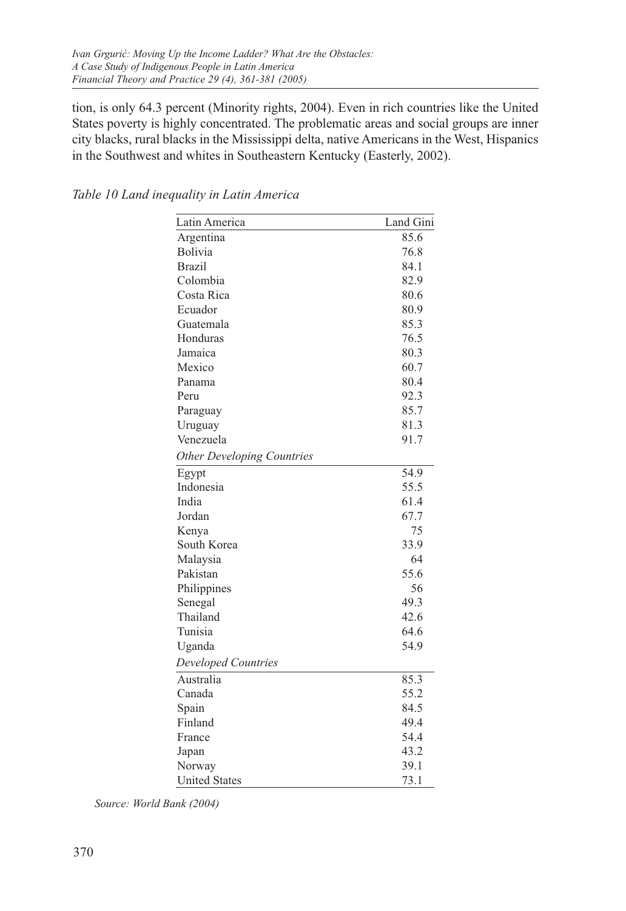tion, is only 64.3 percent (Minority rights, 2004). Even in rich countries like the United States poverty is highly concentrated. The problematic areas and social groups are inner city blacks, rural blacks in the Mississippi delta, native Americans in the West, Hispanics in the Southwest and whites in Southeastern Kentucky (Easterly, 2002).

*Table 10 Land inequality in Latin America*

| Latin America | Land Gini |
|---|---|
| Argentina | 85.6 |
| Bolivia | 76.8 |
| Brazil | 84.1 |
| Colombia | 82.9 |
| Costa Rica | 80.6 |
| Ecuador | 80.9 |
| Guatemala | 85.3 |
| Honduras | 76.5 |
| Jamaica | 80.3 |
| Mexico | 60.7 |
| Panama | 80.4 |
| Peru | 92.3 |
| Paraguay | 85.7 |
| Uruguay | 81.3 |
| Venezuela | 91.7 |
| *Other Developing Countries* | |
| Egypt | 54.9 |
| Indonesia | 55.5 |
| India | 61.4 |
| Jordan | 67.7 |
| Kenya | 75 |
| South Korea | 33.9 |
| Malaysia | 64 |
| Pakistan | 55.6 |
| Philippines | 56 |
| Senegal | 49.3 |
| Thailand | 42.6 |
| Tunisia | 64.6 |
| Uganda | 54.9 |
| *Developed Countries* | |
| Australia | 85.3 |
| Canada | 55.2 |
| Spain | 84.5 |
| Finland | 49.4 |
| France | 54.4 |
| Japan | 43.2 |
| Norway | 39.1 |
| United States | 73.1 |

*Source: World Bank (2004)*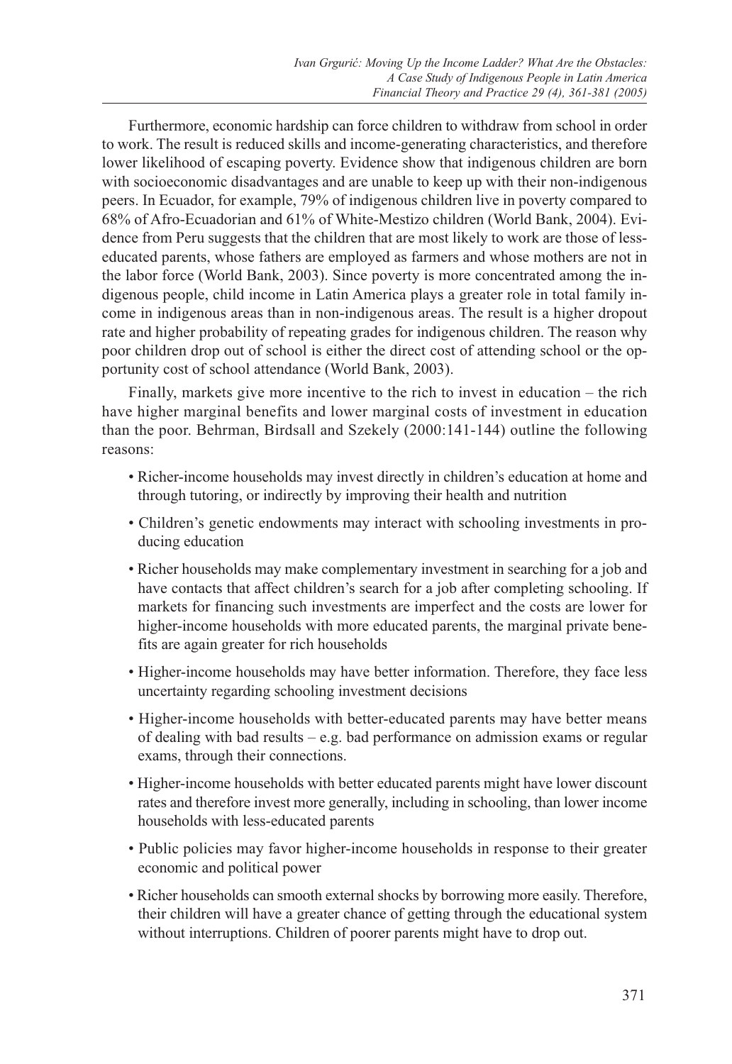Furthermore, economic hardship can force children to withdraw from school in order to work. The result is reduced skills and income-generating characteristics, and therefore lower likelihood of escaping poverty. Evidence show that indigenous children are born with socioeconomic disadvantages and are unable to keep up with their non-indigenous peers. In Ecuador, for example, 79% of indigenous children live in poverty compared to 68% of Afro-Ecuadorian and 61% of White-Mestizo children (World Bank, 2004). Evidence from Peru suggests that the children that are most likely to work are those of less-educated parents, whose fathers are employed as farmers and whose mothers are not in the labor force (World Bank, 2003). Since poverty is more concentrated among the indigenous people, child income in Latin America plays a greater role in total family income in indigenous areas than in non-indigenous areas. The result is a higher dropout rate and higher probability of repeating grades for indigenous children. The reason why poor children drop out of school is either the direct cost of attending school or the opportunity cost of school attendance (World Bank, 2003).

Finally, markets give more incentive to the rich to invest in education – the rich have higher marginal benefits and lower marginal costs of investment in education than the poor. Behrman, Birdsall and Szekely (2000:141-144) outline the following reasons:

- Richer-income households may invest directly in children's education at home and through tutoring, or indirectly by improving their health and nutrition
- Children's genetic endowments may interact with schooling investments in producing education
- Richer households may make complementary investment in searching for a job and have contacts that affect children's search for a job after completing schooling. If markets for financing such investments are imperfect and the costs are lower for higher-income households with more educated parents, the marginal private benefits are again greater for rich households
- Higher-income households may have better information. Therefore, they face less uncertainty regarding schooling investment decisions
- Higher-income households with better-educated parents may have better means of dealing with bad results – e.g. bad performance on admission exams or regular exams, through their connections.
- Higher-income households with better educated parents might have lower discount rates and therefore invest more generally, including in schooling, than lower income households with less-educated parents
- Public policies may favor higher-income households in response to their greater economic and political power
- Richer households can smooth external shocks by borrowing more easily. Therefore, their children will have a greater chance of getting through the educational system without interruptions. Children of poorer parents might have to drop out.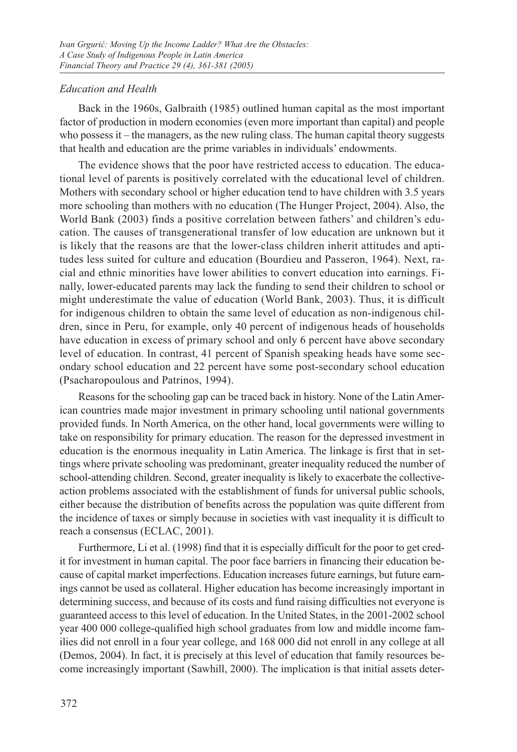*Education and Health*

Back in the 1960s, Galbraith (1985) outlined human capital as the most important factor of production in modern economies (even more important than capital) and people who possess it – the managers, as the new ruling class. The human capital theory suggests that health and education are the prime variables in individuals' endowments.

The evidence shows that the poor have restricted access to education. The educational level of parents is positively correlated with the educational level of children. Mothers with secondary school or higher education tend to have children with 3.5 years more schooling than mothers with no education (The Hunger Project, 2004). Also, the World Bank (2003) finds a positive correlation between fathers' and children's education. The causes of transgenerational transfer of low education are unknown but it is likely that the reasons are that the lower-class children inherit attitudes and aptitudes less suited for culture and education (Bourdieu and Passeron, 1964). Next, racial and ethnic minorities have lower abilities to convert education into earnings. Finally, lower-educated parents may lack the funding to send their children to school or might underestimate the value of education (World Bank, 2003). Thus, it is difficult for indigenous children to obtain the same level of education as non-indigenous children, since in Peru, for example, only 40 percent of indigenous heads of households have education in excess of primary school and only 6 percent have above secondary level of education. In contrast, 41 percent of Spanish speaking heads have some secondary school education and 22 percent have some post-secondary school education (Psacharopoulous and Patrinos, 1994).

Reasons for the schooling gap can be traced back in history. None of the Latin American countries made major investment in primary schooling until national governments provided funds. In North America, on the other hand, local governments were willing to take on responsibility for primary education. The reason for the depressed investment in education is the enormous inequality in Latin America. The linkage is first that in settings where private schooling was predominant, greater inequality reduced the number of school-attending children. Second, greater inequality is likely to exacerbate the collective-action problems associated with the establishment of funds for universal public schools, either because the distribution of benefits across the population was quite different from the incidence of taxes or simply because in societies with vast inequality it is difficult to reach a consensus (ECLAC, 2001).

Furthermore, Li et al. (1998) find that it is especially difficult for the poor to get credit for investment in human capital. The poor face barriers in financing their education because of capital market imperfections. Education increases future earnings, but future earnings cannot be used as collateral. Higher education has become increasingly important in determining success, and because of its costs and fund raising difficulties not everyone is guaranteed access to this level of education. In the United States, in the 2001-2002 school year 400 000 college-qualified high school graduates from low and middle income families did not enroll in a four year college, and 168 000 did not enroll in any college at all (Demos, 2004). In fact, it is precisely at this level of education that family resources become increasingly important (Sawhill, 2000). The implication is that initial assets deter-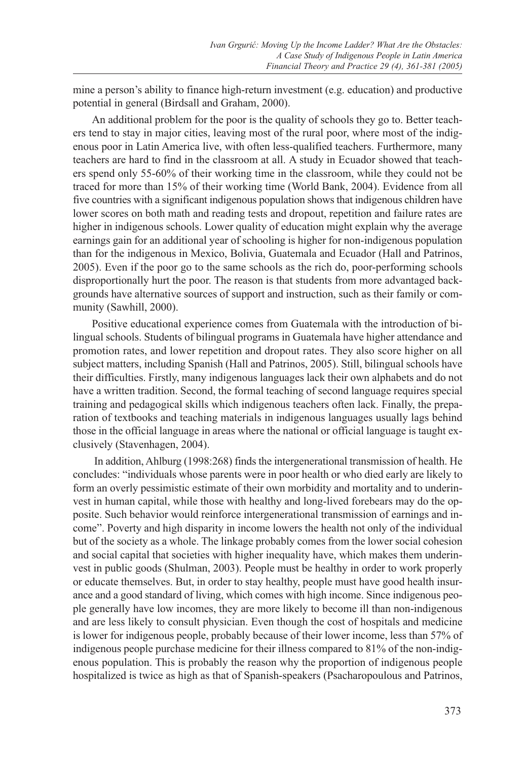mine a person's ability to finance high-return investment (e.g. education) and productive potential in general (Birdsall and Graham, 2000).

An additional problem for the poor is the quality of schools they go to. Better teachers tend to stay in major cities, leaving most of the rural poor, where most of the indigenous poor in Latin America live, with often less-qualified teachers. Furthermore, many teachers are hard to find in the classroom at all. A study in Ecuador showed that teachers spend only 55-60% of their working time in the classroom, while they could not be traced for more than 15% of their working time (World Bank, 2004). Evidence from all five countries with a significant indigenous population shows that indigenous children have lower scores on both math and reading tests and dropout, repetition and failure rates are higher in indigenous schools. Lower quality of education might explain why the average earnings gain for an additional year of schooling is higher for non-indigenous population than for the indigenous in Mexico, Bolivia, Guatemala and Ecuador (Hall and Patrinos, 2005). Even if the poor go to the same schools as the rich do, poor-performing schools disproportionally hurt the poor. The reason is that students from more advantaged backgrounds have alternative sources of support and instruction, such as their family or community (Sawhill, 2000).

Positive educational experience comes from Guatemala with the introduction of bilingual schools. Students of bilingual programs in Guatemala have higher attendance and promotion rates, and lower repetition and dropout rates. They also score higher on all subject matters, including Spanish (Hall and Patrinos, 2005). Still, bilingual schools have their difficulties. Firstly, many indigenous languages lack their own alphabets and do not have a written tradition. Second, the formal teaching of second language requires special training and pedagogical skills which indigenous teachers often lack. Finally, the preparation of textbooks and teaching materials in indigenous languages usually lags behind those in the official language in areas where the national or official language is taught exclusively (Stavenhagen, 2004).

In addition, Ahlburg (1998:268) finds the intergenerational transmission of health. He concludes: "individuals whose parents were in poor health or who died early are likely to form an overly pessimistic estimate of their own morbidity and mortality and to underinvest in human capital, while those with healthy and long-lived forebears may do the opposite. Such behavior would reinforce intergenerational transmission of earnings and income". Poverty and high disparity in income lowers the health not only of the individual but of the society as a whole. The linkage probably comes from the lower social cohesion and social capital that societies with higher inequality have, which makes them underinvest in public goods (Shulman, 2003). People must be healthy in order to work properly or educate themselves. But, in order to stay healthy, people must have good health insurance and a good standard of living, which comes with high income. Since indigenous people generally have low incomes, they are more likely to become ill than non-indigenous and are less likely to consult physician. Even though the cost of hospitals and medicine is lower for indigenous people, probably because of their lower income, less than 57% of indigenous people purchase medicine for their illness compared to 81% of the non-indigenous population. This is probably the reason why the proportion of indigenous people hospitalized is twice as high as that of Spanish-speakers (Psacharopoulous and Patrinos,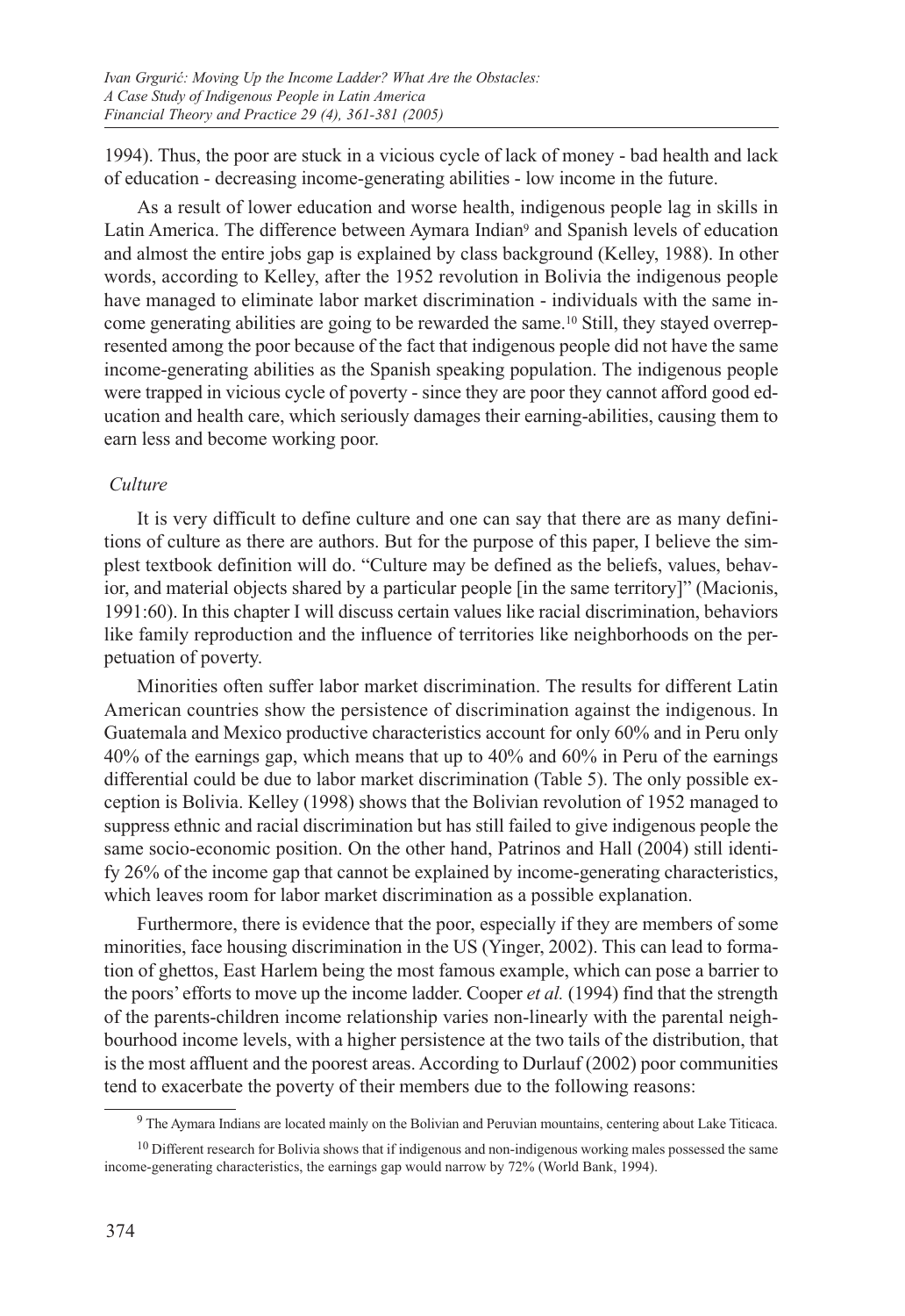1994). Thus, the poor are stuck in a vicious cycle of lack of money - bad health and lack of education - decreasing income-generating abilities - low income in the future.

As a result of lower education and worse health, indigenous people lag in skills in Latin America. The difference between Aymara Indian[9] and Spanish levels of education and almost the entire jobs gap is explained by class background (Kelley, 1988). In other words, according to Kelley, after the 1952 revolution in Bolivia the indigenous people have managed to eliminate labor market discrimination - individuals with the same income generating abilities are going to be rewarded the same.[10] Still, they stayed overrepresented among the poor because of the fact that indigenous people did not have the same income-generating abilities as the Spanish speaking population. The indigenous people were trapped in vicious cycle of poverty - since they are poor they cannot afford good education and health care, which seriously damages their earning-abilities, causing them to earn less and become working poor.

*Culture*

It is very difficult to define culture and one can say that there are as many definitions of culture as there are authors. But for the purpose of this paper, I believe the simplest textbook definition will do. "Culture may be defined as the beliefs, values, behavior, and material objects shared by a particular people [in the same territory]" (Macionis, 1991:60). In this chapter I will discuss certain values like racial discrimination, behaviors like family reproduction and the influence of territories like neighborhoods on the perpetuation of poverty.

Minorities often suffer labor market discrimination. The results for different Latin American countries show the persistence of discrimination against the indigenous. In Guatemala and Mexico productive characteristics account for only 60% and in Peru only 40% of the earnings gap, which means that up to 40% and 60% in Peru of the earnings differential could be due to labor market discrimination (Table 5). The only possible exception is Bolivia. Kelley (1998) shows that the Bolivian revolution of 1952 managed to suppress ethnic and racial discrimination but has still failed to give indigenous people the same socio-economic position. On the other hand, Patrinos and Hall (2004) still identify 26% of the income gap that cannot be explained by income-generating characteristics, which leaves room for labor market discrimination as a possible explanation.

Furthermore, there is evidence that the poor, especially if they are members of some minorities, face housing discrimination in the US (Yinger, 2002). This can lead to formation of ghettos, East Harlem being the most famous example, which can pose a barrier to the poors' efforts to move up the income ladder. Cooper *et al.* (1994) find that the strength of the parents-children income relationship varies non-linearly with the parental neighbourhood income levels, with a higher persistence at the two tails of the distribution, that is the most affluent and the poorest areas. According to Durlauf (2002) poor communities tend to exacerbate the poverty of their members due to the following reasons:

---

[9] The Aymara Indians are located mainly on the Bolivian and Peruvian mountains, centering about Lake Titicaca.

[10] Different research for Bolivia shows that if indigenous and non-indigenous working males possessed the same income-generating characteristics, the earnings gap would narrow by 72% (World Bank, 1994).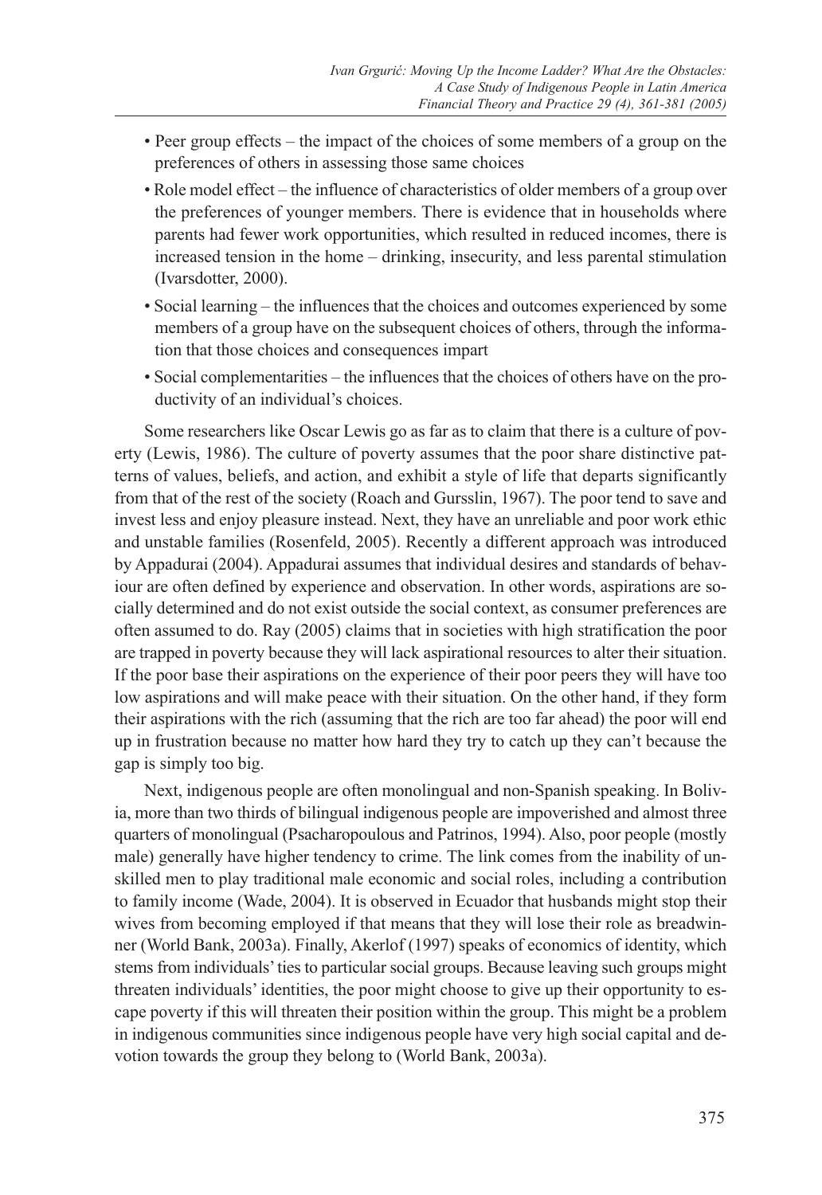- Peer group effects – the impact of the choices of some members of a group on the preferences of others in assessing those same choices
- Role model effect – the influence of characteristics of older members of a group over the preferences of younger members. There is evidence that in households where parents had fewer work opportunities, which resulted in reduced incomes, there is increased tension in the home – drinking, insecurity, and less parental stimulation (Ivarsdotter, 2000).
- Social learning – the influences that the choices and outcomes experienced by some members of a group have on the subsequent choices of others, through the information that those choices and consequences impart
- Social complementarities – the influences that the choices of others have on the productivity of an individual's choices.

Some researchers like Oscar Lewis go as far as to claim that there is a culture of poverty (Lewis, 1986). The culture of poverty assumes that the poor share distinctive patterns of values, beliefs, and action, and exhibit a style of life that departs significantly from that of the rest of the society (Roach and Gursslin, 1967). The poor tend to save and invest less and enjoy pleasure instead. Next, they have an unreliable and poor work ethic and unstable families (Rosenfeld, 2005). Recently a different approach was introduced by Appadurai (2004). Appadurai assumes that individual desires and standards of behaviour are often defined by experience and observation. In other words, aspirations are socially determined and do not exist outside the social context, as consumer preferences are often assumed to do. Ray (2005) claims that in societies with high stratification the poor are trapped in poverty because they will lack aspirational resources to alter their situation. If the poor base their aspirations on the experience of their poor peers they will have too low aspirations and will make peace with their situation. On the other hand, if they form their aspirations with the rich (assuming that the rich are too far ahead) the poor will end up in frustration because no matter how hard they try to catch up they can't because the gap is simply too big.

Next, indigenous people are often monolingual and non-Spanish speaking. In Bolivia, more than two thirds of bilingual indigenous people are impoverished and almost three quarters of monolingual (Psacharopoulous and Patrinos, 1994). Also, poor people (mostly male) generally have higher tendency to crime. The link comes from the inability of unskilled men to play traditional male economic and social roles, including a contribution to family income (Wade, 2004). It is observed in Ecuador that husbands might stop their wives from becoming employed if that means that they will lose their role as breadwinner (World Bank, 2003a). Finally, Akerlof (1997) speaks of economics of identity, which stems from individuals' ties to particular social groups. Because leaving such groups might threaten individuals' identities, the poor might choose to give up their opportunity to escape poverty if this will threaten their position within the group. This might be a problem in indigenous communities since indigenous people have very high social capital and devotion towards the group they belong to (World Bank, 2003a).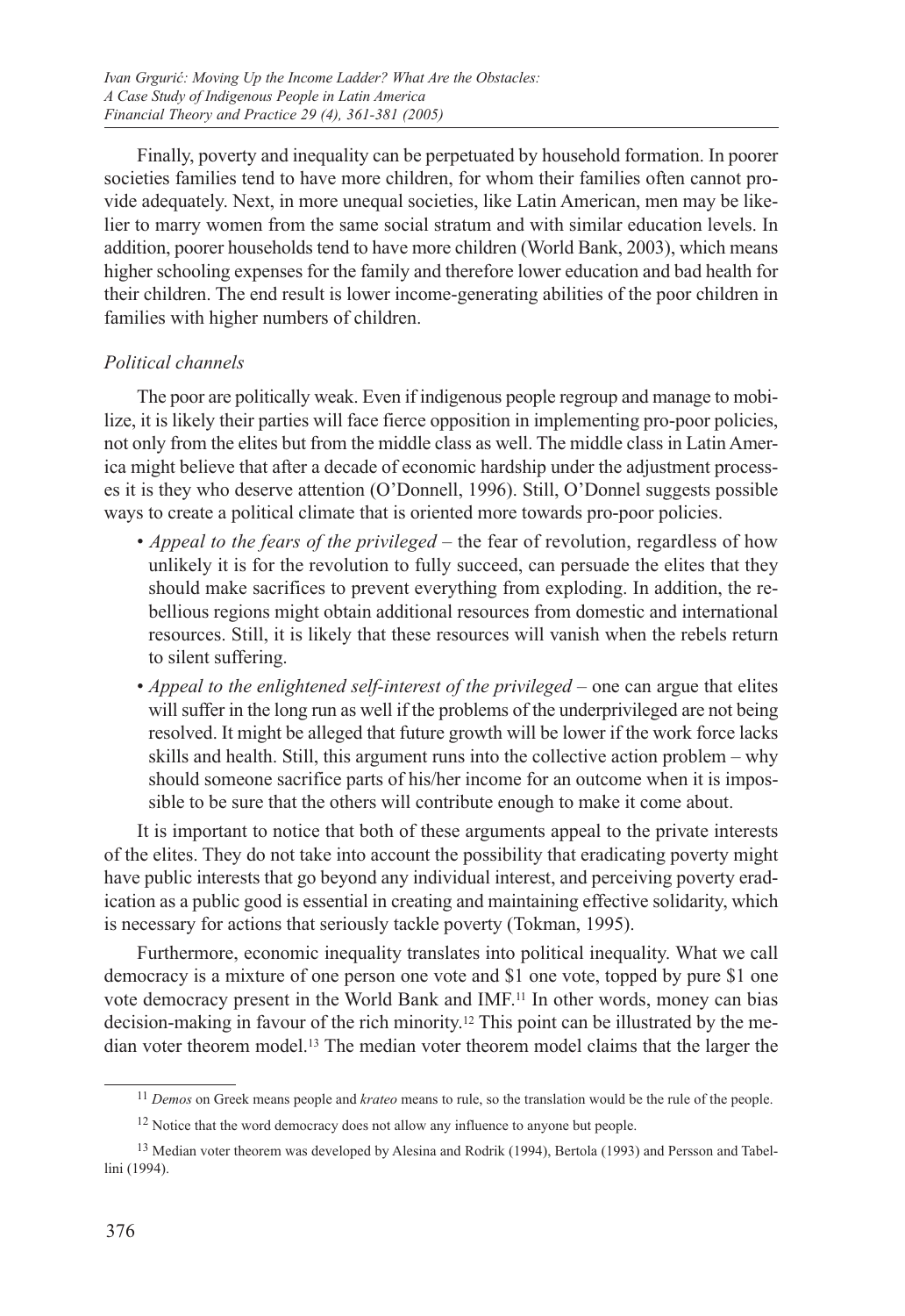Finally, poverty and inequality can be perpetuated by household formation. In poorer societies families tend to have more children, for whom their families often cannot provide adequately. Next, in more unequal societies, like Latin American, men may be likelier to marry women from the same social stratum and with similar education levels. In addition, poorer households tend to have more children (World Bank, 2003), which means higher schooling expenses for the family and therefore lower education and bad health for their children. The end result is lower income-generating abilities of the poor children in families with higher numbers of children.

*Political channels*

The poor are politically weak. Even if indigenous people regroup and manage to mobilize, it is likely their parties will face fierce opposition in implementing pro-poor policies, not only from the elites but from the middle class as well. The middle class in Latin America might believe that after a decade of economic hardship under the adjustment processes it is they who deserve attention (O'Donnell, 1996). Still, O'Donnel suggests possible ways to create a political climate that is oriented more towards pro-poor policies.

- *Appeal to the fears of the privileged* – the fear of revolution, regardless of how unlikely it is for the revolution to fully succeed, can persuade the elites that they should make sacrifices to prevent everything from exploding. In addition, the rebellious regions might obtain additional resources from domestic and international resources. Still, it is likely that these resources will vanish when the rebels return to silent suffering.
- *Appeal to the enlightened self-interest of the privileged* – one can argue that elites will suffer in the long run as well if the problems of the underprivileged are not being resolved. It might be alleged that future growth will be lower if the work force lacks skills and health. Still, this argument runs into the collective action problem – why should someone sacrifice parts of his/her income for an outcome when it is impossible to be sure that the others will contribute enough to make it come about.

It is important to notice that both of these arguments appeal to the private interests of the elites. They do not take into account the possibility that eradicating poverty might have public interests that go beyond any individual interest, and perceiving poverty eradication as a public good is essential in creating and maintaining effective solidarity, which is necessary for actions that seriously tackle poverty (Tokman, 1995).

Furthermore, economic inequality translates into political inequality. What we call democracy is a mixture of one person one vote and \$1 one vote, topped by pure \$1 one vote democracy present in the World Bank and IMF.[11] In other words, money can bias decision-making in favour of the rich minority.[12] This point can be illustrated by the median voter theorem model.[13] The median voter theorem model claims that the larger the

---

[11] *Demos* on Greek means people and *krateo* means to rule, so the translation would be the rule of the people.

[12] Notice that the word democracy does not allow any influence to anyone but people.

[13] Median voter theorem was developed by Alesina and Rodrik (1994), Bertola (1993) and Persson and Tabellini (1994).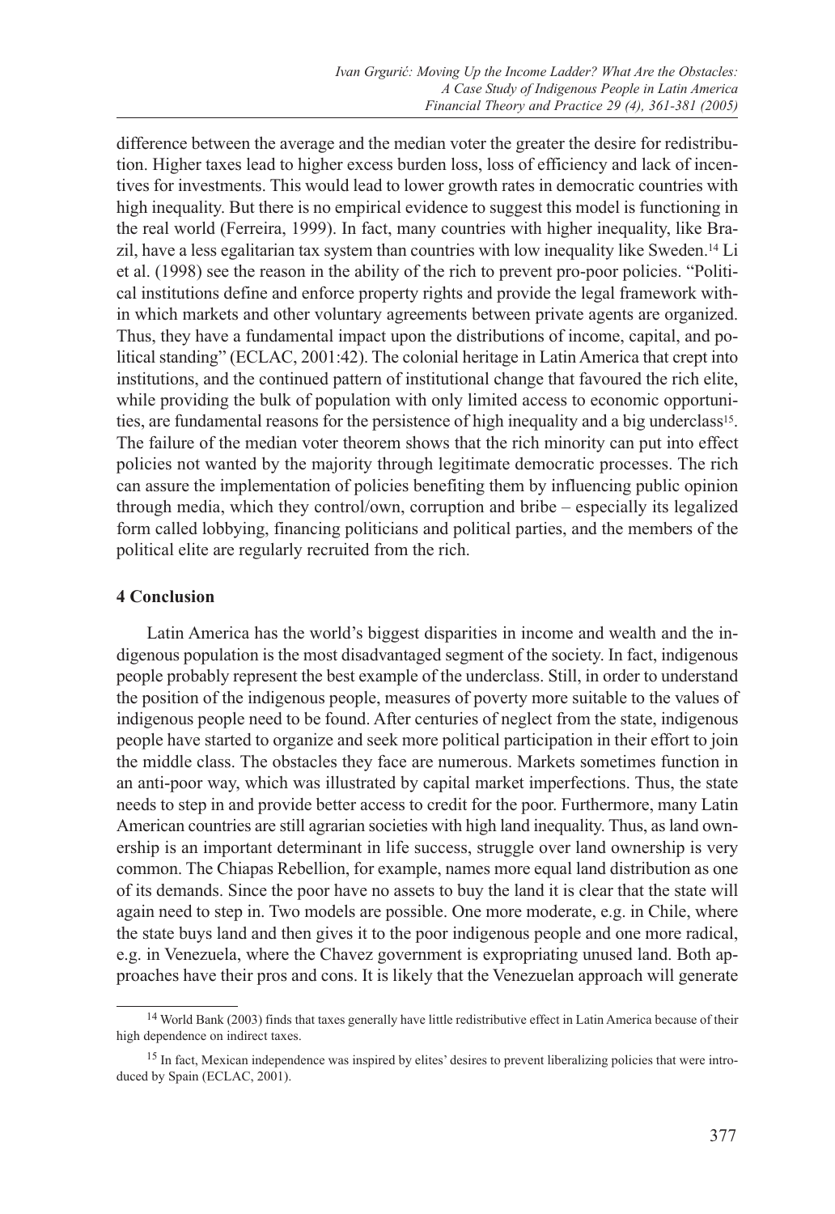difference between the average and the median voter the greater the desire for redistribution. Higher taxes lead to higher excess burden loss, loss of efficiency and lack of incentives for investments. This would lead to lower growth rates in democratic countries with high inequality. But there is no empirical evidence to suggest this model is functioning in the real world (Ferreira, 1999). In fact, many countries with higher inequality, like Brazil, have a less egalitarian tax system than countries with low inequality like Sweden.[14] Li et al. (1998) see the reason in the ability of the rich to prevent pro-poor policies. "Political institutions define and enforce property rights and provide the legal framework within which markets and other voluntary agreements between private agents are organized. Thus, they have a fundamental impact upon the distributions of income, capital, and political standing" (ECLAC, 2001:42). The colonial heritage in Latin America that crept into institutions, and the continued pattern of institutional change that favoured the rich elite, while providing the bulk of population with only limited access to economic opportunities, are fundamental reasons for the persistence of high inequality and a big underclass[15]. The failure of the median voter theorem shows that the rich minority can put into effect policies not wanted by the majority through legitimate democratic processes. The rich can assure the implementation of policies benefiting them by influencing public opinion through media, which they control/own, corruption and bribe – especially its legalized form called lobbying, financing politicians and political parties, and the members of the political elite are regularly recruited from the rich.

## 4 Conclusion

Latin America has the world's biggest disparities in income and wealth and the indigenous population is the most disadvantaged segment of the society. In fact, indigenous people probably represent the best example of the underclass. Still, in order to understand the position of the indigenous people, measures of poverty more suitable to the values of indigenous people need to be found. After centuries of neglect from the state, indigenous people have started to organize and seek more political participation in their effort to join the middle class. The obstacles they face are numerous. Markets sometimes function in an anti-poor way, which was illustrated by capital market imperfections. Thus, the state needs to step in and provide better access to credit for the poor. Furthermore, many Latin American countries are still agrarian societies with high land inequality. Thus, as land ownership is an important determinant in life success, struggle over land ownership is very common. The Chiapas Rebellion, for example, names more equal land distribution as one of its demands. Since the poor have no assets to buy the land it is clear that the state will again need to step in. Two models are possible. One more moderate, e.g. in Chile, where the state buys land and then gives it to the poor indigenous people and one more radical, e.g. in Venezuela, where the Chavez government is expropriating unused land. Both approaches have their pros and cons. It is likely that the Venezuelan approach will generate

[14] World Bank (2003) finds that taxes generally have little redistributive effect in Latin America because of their high dependence on indirect taxes.

[15] In fact, Mexican independence was inspired by elites' desires to prevent liberalizing policies that were introduced by Spain (ECLAC, 2001).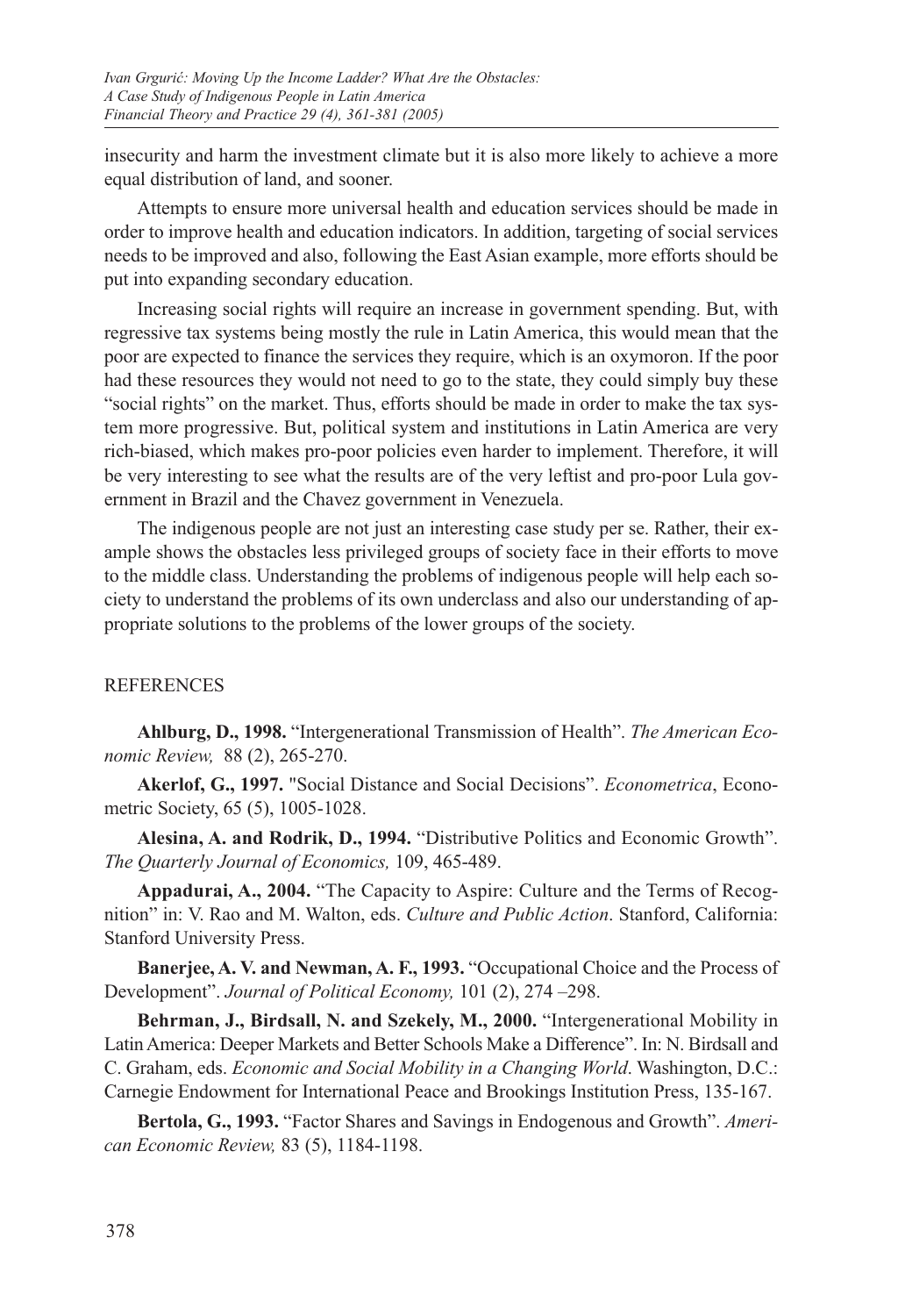insecurity and harm the investment climate but it is also more likely to achieve a more equal distribution of land, and sooner.

Attempts to ensure more universal health and education services should be made in order to improve health and education indicators. In addition, targeting of social services needs to be improved and also, following the East Asian example, more efforts should be put into expanding secondary education.

Increasing social rights will require an increase in government spending. But, with regressive tax systems being mostly the rule in Latin America, this would mean that the poor are expected to finance the services they require, which is an oxymoron. If the poor had these resources they would not need to go to the state, they could simply buy these "social rights" on the market. Thus, efforts should be made in order to make the tax system more progressive. But, political system and institutions in Latin America are very rich-biased, which makes pro-poor policies even harder to implement. Therefore, it will be very interesting to see what the results are of the very leftist and pro-poor Lula government in Brazil and the Chavez government in Venezuela.

The indigenous people are not just an interesting case study per se. Rather, their example shows the obstacles less privileged groups of society face in their efforts to move to the middle class. Understanding the problems of indigenous people will help each society to understand the problems of its own underclass and also our understanding of appropriate solutions to the problems of the lower groups of the society.

## REFERENCES

**Ahlburg, D., 1998.** "Intergenerational Transmission of Health". *The American Economic Review,* 88 (2), 265-270.

**Akerlof, G., 1997.** "Social Distance and Social Decisions". *Econometrica*, Econometric Society, 65 (5), 1005-1028.

**Alesina, A. and Rodrik, D., 1994.** "Distributive Politics and Economic Growth". *The Quarterly Journal of Economics,* 109, 465-489.

**Appadurai, A., 2004.** "The Capacity to Aspire: Culture and the Terms of Recognition" in: V. Rao and M. Walton, eds. *Culture and Public Action*. Stanford, California: Stanford University Press.

**Banerjee, A. V. and Newman, A. F., 1993.** "Occupational Choice and the Process of Development". *Journal of Political Economy,* 101 (2), 274 –298.

**Behrman, J., Birdsall, N. and Szekely, M., 2000.** "Intergenerational Mobility in Latin America: Deeper Markets and Better Schools Make a Difference". In: N. Birdsall and C. Graham, eds. *Economic and Social Mobility in a Changing World*. Washington, D.C.: Carnegie Endowment for International Peace and Brookings Institution Press, 135-167.

**Bertola, G., 1993.** "Factor Shares and Savings in Endogenous and Growth". *American Economic Review,* 83 (5), 1184-1198.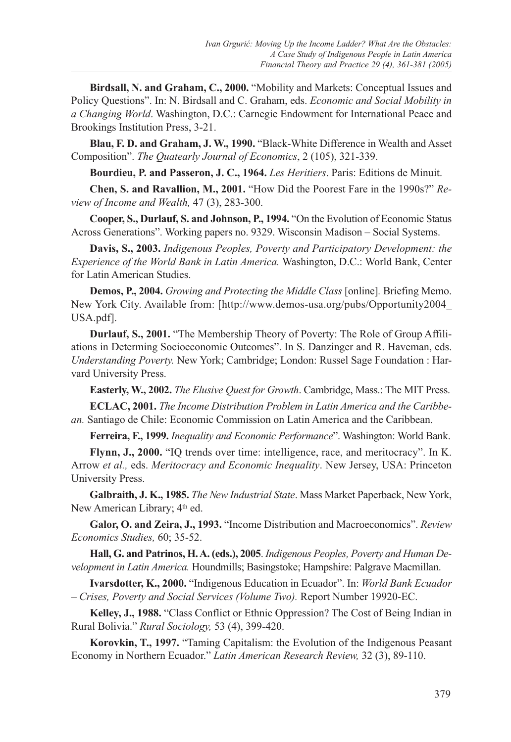**Birdsall, N. and Graham, C., 2000.** "Mobility and Markets: Conceptual Issues and Policy Questions". In: N. Birdsall and C. Graham, eds. *Economic and Social Mobility in a Changing World*. Washington, D.C.: Carnegie Endowment for International Peace and Brookings Institution Press, 3-21.

**Blau, F. D. and Graham, J. W., 1990.** "Black-White Difference in Wealth and Asset Composition". *The Quatearly Journal of Economics*, 2 (105), 321-339.

**Bourdieu, P. and Passeron, J. C., 1964.** *Les Heritiers*. Paris: Editions de Minuit.

**Chen, S. and Ravallion, M., 2001.** "How Did the Poorest Fare in the 1990s?" *Review of Income and Wealth,* 47 (3), 283-300.

**Cooper, S., Durlauf, S. and Johnson, P., 1994.** "On the Evolution of Economic Status Across Generations". Working papers no. 9329. Wisconsin Madison – Social Systems.

**Davis, S., 2003.** *Indigenous Peoples, Poverty and Participatory Development: the Experience of the World Bank in Latin America.* Washington, D.C.: World Bank, Center for Latin American Studies.

**Demos, P., 2004.** *Growing and Protecting the Middle Class* [online]. Briefing Memo. New York City. Available from: [http://www.demos-usa.org/pubs/Opportunity2004_USA.pdf].

**Durlauf, S., 2001.** "The Membership Theory of Poverty: The Role of Group Affiliations in Determing Socioeconomic Outcomes". In S. Danzinger and R. Haveman, eds. *Understanding Poverty.* New York; Cambridge; London: Russel Sage Foundation : Harvard University Press.

**Easterly, W., 2002.** *The Elusive Quest for Growth*. Cambridge, Mass.: The MIT Press.

**ECLAC, 2001.** *The Income Distribution Problem in Latin America and the Caribbean.* Santiago de Chile: Economic Commission on Latin America and the Caribbean.

**Ferreira, F., 1999.** *Inequality and Economic Performance*". Washington: World Bank.

**Flynn, J., 2000.** "IQ trends over time: intelligence, race, and meritocracy". In K. Arrow *et al.,* eds. *Meritocracy and Economic Inequality*. New Jersey, USA: Princeton University Press.

**Galbraith, J. K., 1985.** *The New Industrial State*. Mass Market Paperback, New York, New American Library; 4th ed.

**Galor, O. and Zeira, J., 1993.** "Income Distribution and Macroeconomics". *Review Economics Studies,* 60; 35-52.

**Hall, G. and Patrinos, H. A. (eds.), 2005**. *Indigenous Peoples, Poverty and Human Development in Latin America.* Houndmills; Basingstoke; Hampshire: Palgrave Macmillan.

**Ivarsdotter, K., 2000.** "Indigenous Education in Ecuador". In: *World Bank Ecuador – Crises, Poverty and Social Services (Volume Two).* Report Number 19920-EC.

**Kelley, J., 1988.** "Class Conflict or Ethnic Oppression? The Cost of Being Indian in Rural Bolivia." *Rural Sociology,* 53 (4), 399-420.

**Korovkin, T., 1997.** "Taming Capitalism: the Evolution of the Indigenous Peasant Economy in Northern Ecuador." *Latin American Research Review,* 32 (3), 89-110.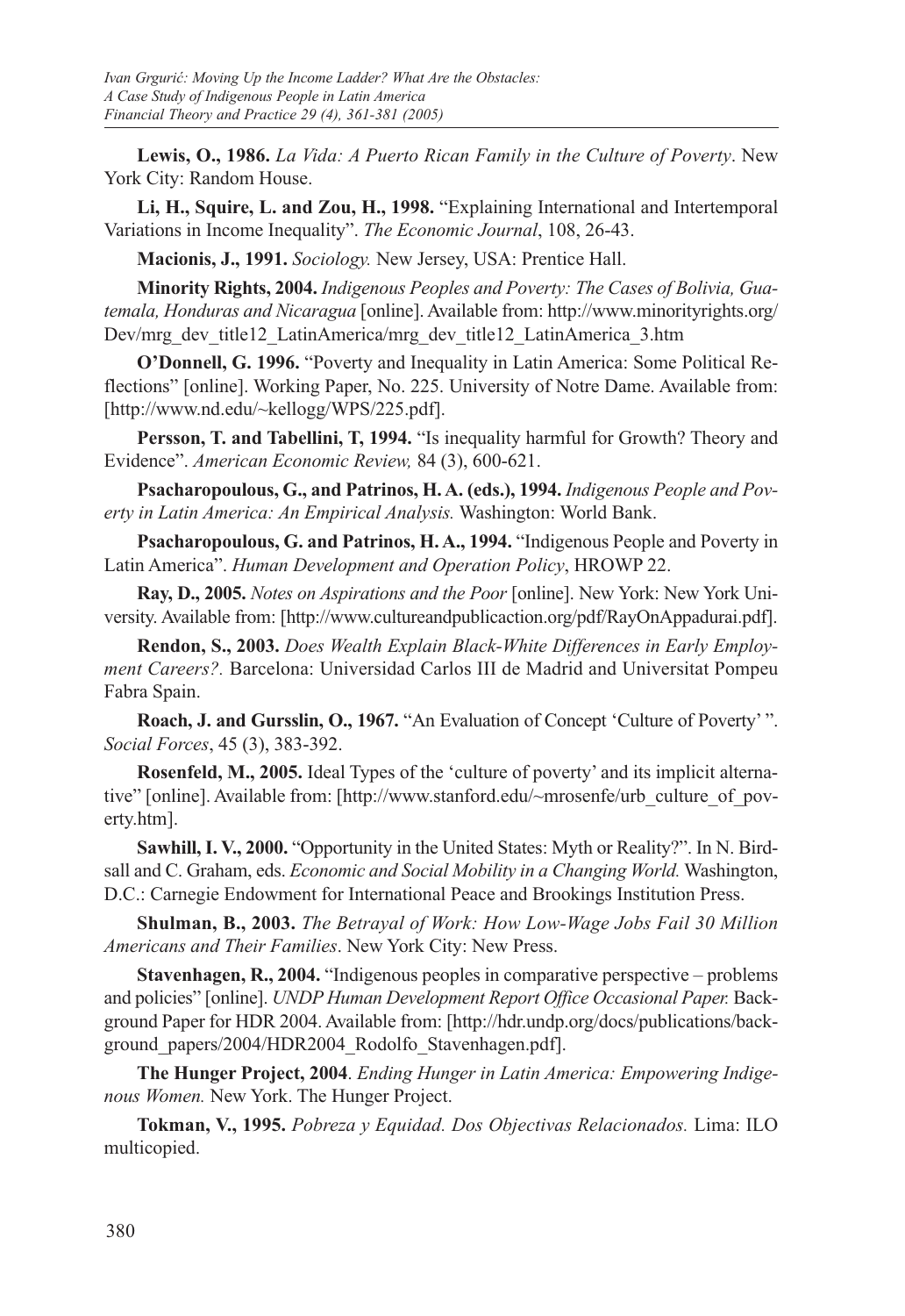**Lewis, O., 1986.** *La Vida: A Puerto Rican Family in the Culture of Poverty*. New York City: Random House.

**Li, H., Squire, L. and Zou, H., 1998.** "Explaining International and Intertemporal Variations in Income Inequality". *The Economic Journal*, 108, 26-43.

**Macionis, J., 1991.** *Sociology.* New Jersey, USA: Prentice Hall.

**Minority Rights, 2004.** *Indigenous Peoples and Poverty: The Cases of Bolivia, Guatemala, Honduras and Nicaragua* [online]. Available from: http://www.minorityrights.org/Dev/mrg_dev_title12_LatinAmerica/mrg_dev_title12_LatinAmerica_3.htm

**O'Donnell, G. 1996.** "Poverty and Inequality in Latin America: Some Political Reflections" [online]. Working Paper, No. 225. University of Notre Dame. Available from: [http://www.nd.edu/~kellogg/WPS/225.pdf].

**Persson, T. and Tabellini, T, 1994.** "Is inequality harmful for Growth? Theory and Evidence". *American Economic Review,* 84 (3), 600-621.

**Psacharopoulous, G., and Patrinos, H. A. (eds.), 1994.** *Indigenous People and Poverty in Latin America: An Empirical Analysis.* Washington: World Bank.

**Psacharopoulous, G. and Patrinos, H. A., 1994.** "Indigenous People and Poverty in Latin America". *Human Development and Operation Policy*, HROWP 22.

**Ray, D., 2005.** *Notes on Aspirations and the Poor* [online]. New York: New York University. Available from: [http://www.cultureandpublicaction.org/pdf/RayOnAppadurai.pdf].

**Rendon, S., 2003.** *Does Wealth Explain Black-White Differences in Early Employment Careers?.* Barcelona: Universidad Carlos III de Madrid and Universitat Pompeu Fabra Spain.

**Roach, J. and Gursslin, O., 1967.** "An Evaluation of Concept 'Culture of Poverty' ". *Social Forces*, 45 (3), 383-392.

**Rosenfeld, M., 2005.** Ideal Types of the 'culture of poverty' and its implicit alternative" [online]. Available from: [http://www.stanford.edu/~mrosenfe/urb_culture_of_poverty.htm].

**Sawhill, I. V., 2000.** "Opportunity in the United States: Myth or Reality?". In N. Birdsall and C. Graham, eds. *Economic and Social Mobility in a Changing World.* Washington, D.C.: Carnegie Endowment for International Peace and Brookings Institution Press.

**Shulman, B., 2003.** *The Betrayal of Work: How Low-Wage Jobs Fail 30 Million Americans and Their Families*. New York City: New Press.

**Stavenhagen, R., 2004.** "Indigenous peoples in comparative perspective – problems and policies" [online]. *UNDP Human Development Report Office Occasional Paper.* Background Paper for HDR 2004. Available from: [http://hdr.undp.org/docs/publications/background_papers/2004/HDR2004_Rodolfo_Stavenhagen.pdf].

**The Hunger Project, 2004**. *Ending Hunger in Latin America: Empowering Indigenous Women.* New York. The Hunger Project.

**Tokman, V., 1995.** *Pobreza y Equidad. Dos Objectivas Relacionados.* Lima: ILO multicopied.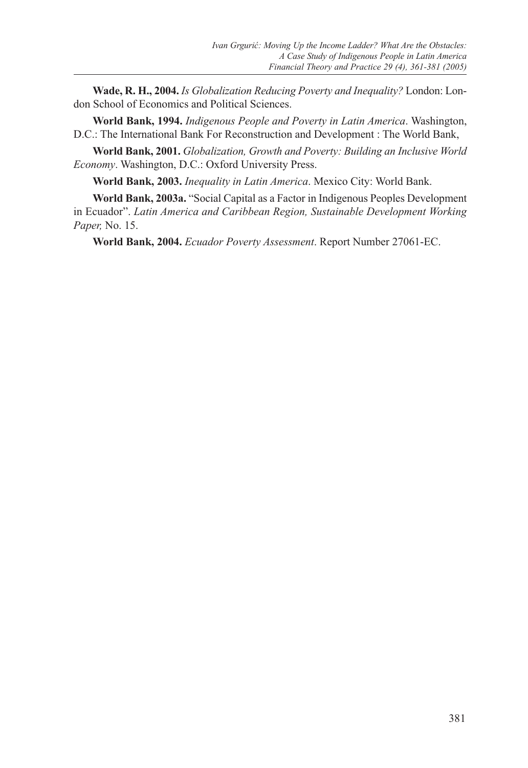**Wade, R. H., 2004.** *Is Globalization Reducing Poverty and Inequality?* London: London School of Economics and Political Sciences.

**World Bank, 1994.** *Indigenous People and Poverty in Latin America*. Washington, D.C.: The International Bank For Reconstruction and Development : The World Bank,

**World Bank, 2001.** *Globalization, Growth and Poverty: Building an Inclusive World Economy*. Washington, D.C.: Oxford University Press.

**World Bank, 2003.** *Inequality in Latin America*. Mexico City: World Bank.

**World Bank, 2003a.** "Social Capital as a Factor in Indigenous Peoples Development in Ecuador". *Latin America and Caribbean Region, Sustainable Development Working Paper,* No. 15.

**World Bank, 2004.** *Ecuador Poverty Assessment*. Report Number 27061-EC.